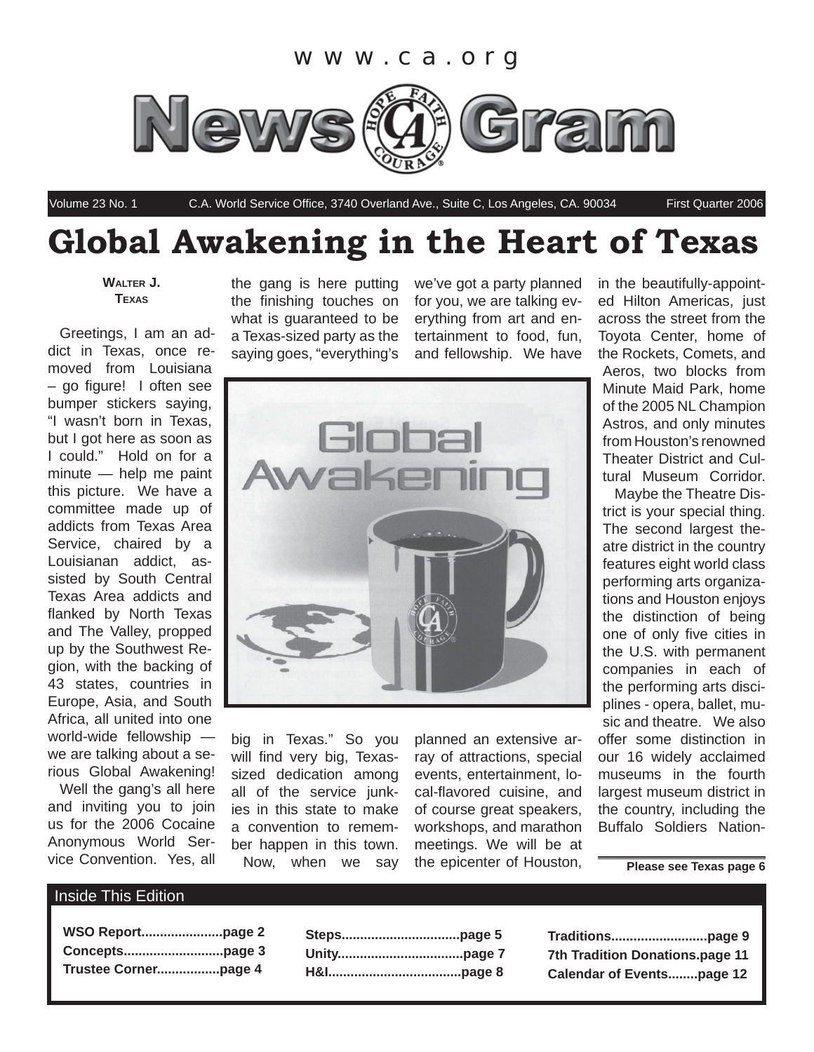www.ca.org

# News Gram

Volume 23 No. 1 C.A. World Service Office, 3740 Overland Ave., Suite C, Los Angeles, CA. 90034 First Quarter 2006

# Global Awakening in the Heart of Texas

**Walter J.**
**Texas**

Greetings, I am an addict in Texas, once removed from Louisiana – go figure! I often see bumper stickers saying, "I wasn't born in Texas, but I got here as soon as I could." Hold on for a minute — help me paint this picture. We have a committee made up of addicts from Texas Area Service, chaired by a Louisianan addict, assisted by South Central Texas Area addicts and flanked by North Texas and The Valley, propped up by the Southwest Region, with the backing of 43 states, countries in Europe, Asia, and South Africa, all united into one world-wide fellowship — we are talking about a serious Global Awakening!

Well the gang's all here and inviting you to join us for the 2006 Cocaine Anonymous World Service Convention. Yes, all the gang is here putting the finishing touches on what is guaranteed to be a Texas-sized party as the saying goes, "everything's big in Texas." So you will find very big, Texas-sized dedication among all of the service junkies in this state to make a convention to remember happen in this town.

Now, when we say we've got a party planned for you, we are talking everything from art and entertainment to food, fun, and fellowship. We have planned an extensive array of attractions, special events, entertainment, local-flavored cuisine, and of course great speakers, workshops, and marathon meetings. We will be at the epicenter of Houston, in the beautifully-appointed Hilton Americas, just across the street from the Toyota Center, home of the Rockets, Comets, and Aeros, two blocks from Minute Maid Park, home of the 2005 NL Champion Astros, and only minutes from Houston's renowned Theater District and Cultural Museum Corridor.

Maybe the Theatre District is your special thing. The second largest theatre district in the country features eight world class performing arts organizations and Houston enjoys the distinction of being one of only five cities in the U.S. with permanent companies in each of the performing arts disciplines - opera, ballet, music and theatre. We also offer some distinction in our 16 widely acclaimed museums in the fourth largest museum district in the country, including the Buffalo Soldiers Nation-

**Please see Texas page 6**

## Inside This Edition

- **WSO Report......................page 2**
- **Concepts...........................page 3**
- **Trustee Corner.................page 4**
- **Steps................................page 5**
- **Unity..................................page 7**
- **H&I....................................page 8**
- **Traditions..........................page 9**
- **7th Tradition Donations.page 11**
- **Calendar of Events........page 12**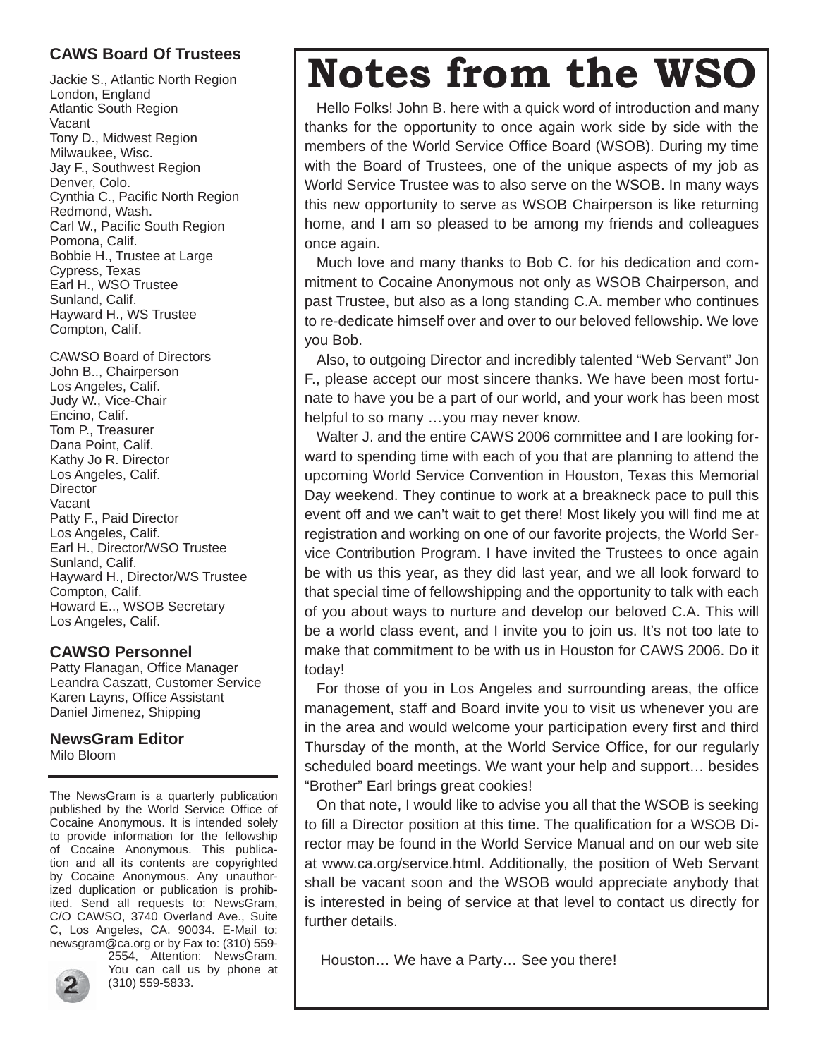### CAWS Board Of Trustees

Jackie S., Atlantic North Region
London, England
Atlantic South Region
Vacant
Tony D., Midwest Region
Milwaukee, Wisc.
Jay F., Southwest Region
Denver, Colo.
Cynthia C., Pacific North Region
Redmond, Wash.
Carl W., Pacific South Region
Pomona, Calif.
Bobbie H., Trustee at Large
Cypress, Texas
Earl H., WSO Trustee
Sunland, Calif.
Hayward H., WS Trustee
Compton, Calif.

CAWSO Board of Directors
John B.., Chairperson
Los Angeles, Calif.
Judy W., Vice-Chair
Encino, Calif.
Tom P., Treasurer
Dana Point, Calif.
Kathy Jo R. Director
Los Angeles, Calif.
Director
Vacant
Patty F., Paid Director
Los Angeles, Calif.
Earl H., Director/WSO Trustee
Sunland, Calif.
Hayward H., Director/WS Trustee
Compton, Calif.
Howard E.., WSOB Secretary
Los Angeles, Calif.

### CAWSO Personnel

Patty Flanagan, Office Manager
Leandra Caszatt, Customer Service
Karen Layns, Office Assistant
Daniel Jimenez, Shipping

### NewsGram Editor

Milo Bloom

The NewsGram is a quarterly publication published by the World Service Office of Cocaine Anonymous. It is intended solely to provide information for the fellowship of Cocaine Anonymous. This publication and all its contents are copyrighted by Cocaine Anonymous. Any unauthorized duplication or publication is prohibited. Send all requests to: NewsGram, C/O CAWSO, 3740 Overland Ave., Suite C, Los Angeles, CA. 90034. E-Mail to: newsgram@ca.org or by Fax to: (310) 559-2554, Attention: NewsGram. You can call us by phone at (310) 559-5833.

# Notes from the WSO

Hello Folks! John B. here with a quick word of introduction and many thanks for the opportunity to once again work side by side with the members of the World Service Office Board (WSOB). During my time with the Board of Trustees, one of the unique aspects of my job as World Service Trustee was to also serve on the WSOB. In many ways this new opportunity to serve as WSOB Chairperson is like returning home, and I am so pleased to be among my friends and colleagues once again.

Much love and many thanks to Bob C. for his dedication and commitment to Cocaine Anonymous not only as WSOB Chairperson, and past Trustee, but also as a long standing C.A. member who continues to re-dedicate himself over and over to our beloved fellowship. We love you Bob.

Also, to outgoing Director and incredibly talented “Web Servant” Jon F., please accept our most sincere thanks. We have been most fortunate to have you be a part of our world, and your work has been most helpful to so many …you may never know.

Walter J. and the entire CAWS 2006 committee and I are looking forward to spending time with each of you that are planning to attend the upcoming World Service Convention in Houston, Texas this Memorial Day weekend. They continue to work at a breakneck pace to pull this event off and we can’t wait to get there! Most likely you will find me at registration and working on one of our favorite projects, the World Service Contribution Program. I have invited the Trustees to once again be with us this year, as they did last year, and we all look forward to that special time of fellowshipping and the opportunity to talk with each of you about ways to nurture and develop our beloved C.A. This will be a world class event, and I invite you to join us. It’s not too late to make that commitment to be with us in Houston for CAWS 2006. Do it today!

For those of you in Los Angeles and surrounding areas, the office management, staff and Board invite you to visit us whenever you are in the area and would welcome your participation every first and third Thursday of the month, at the World Service Office, for our regularly scheduled board meetings. We want your help and support… besides “Brother” Earl brings great cookies!

On that note, I would like to advise you all that the WSOB is seeking to fill a Director position at this time. The qualification for a WSOB Director may be found in the World Service Manual and on our web site at www.ca.org/service.html. Additionally, the position of Web Servant shall be vacant soon and the WSOB would appreciate anybody that is interested in being of service at that level to contact us directly for further details.

Houston… We have a Party… See you there!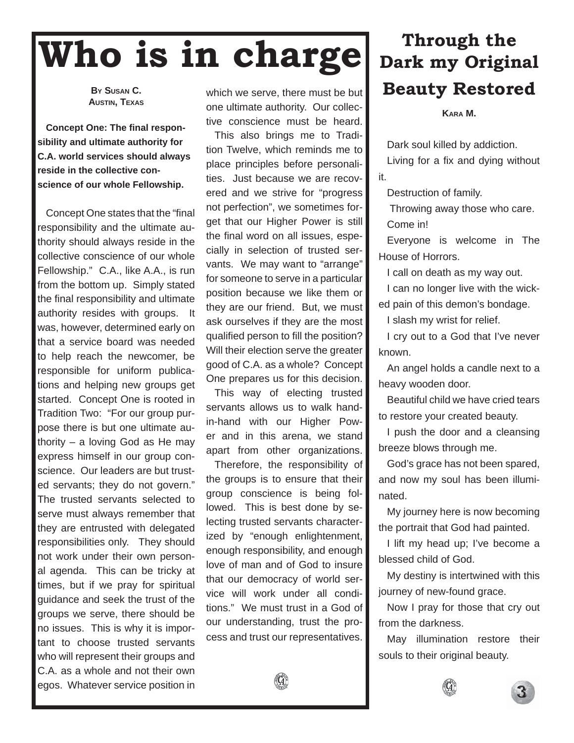# Who is in charge

**By Susan C.**
**Austin, Texas**

**Concept One: The final responsibility and ultimate authority for C.A. world services should always reside in the collective conscience of our whole Fellowship.**

Concept One states that the "final responsibility and the ultimate authority should always reside in the collective conscience of our whole Fellowship." C.A., like A.A., is run from the bottom up. Simply stated the final responsibility and ultimate authority resides with groups. It was, however, determined early on that a service board was needed to help reach the newcomer, be responsible for uniform publications and helping new groups get started. Concept One is rooted in Tradition Two: "For our group purpose there is but one ultimate authority – a loving God as He may express himself in our group conscience. Our leaders are but trusted servants; they do not govern." The trusted servants selected to serve must always remember that they are entrusted with delegated responsibilities only. They should not work under their own personal agenda. This can be tricky at times, but if we pray for spiritual guidance and seek the trust of the groups we serve, there should be no issues. This is why it is important to choose trusted servants who will represent their groups and C.A. as a whole and not their own egos. Whatever service position in which we serve, there must be but one ultimate authority. Our collective conscience must be heard.

This also brings me to Tradition Twelve, which reminds me to place principles before personalities. Just because we are recovered and we strive for "progress not perfection", we sometimes forget that our Higher Power is still the final word on all issues, especially in selection of trusted servants. We may want to "arrange" for someone to serve in a particular position because we like them or they are our friend. But, we must ask ourselves if they are the most qualified person to fill the position? Will their election serve the greater good of C.A. as a whole? Concept One prepares us for this decision.

This way of electing trusted servants allows us to walk hand-in-hand with our Higher Power and in this arena, we stand apart from other organizations.

Therefore, the responsibility of the groups is to ensure that their group conscience is being followed. This is best done by selecting trusted servants characterized by "enough enlightenment, enough responsibility, and enough love of man and of God to insure that our democracy of world service will work under all conditions." We must trust in a God of our understanding, trust the process and trust our representatives.

# Through the Dark my Original Beauty Restored

**Kara M.**

Dark soul killed by addiction.

Living for a fix and dying without it.

Destruction of family.

Throwing away those who care.

Come in!

Everyone is welcome in The House of Horrors.

I call on death as my way out.

I can no longer live with the wicked pain of this demon's bondage.

I slash my wrist for relief.

I cry out to a God that I've never known.

An angel holds a candle next to a heavy wooden door.

Beautiful child we have cried tears to restore your created beauty.

I push the door and a cleansing breeze blows through me.

God's grace has not been spared, and now my soul has been illuminated.

My journey here is now becoming the portrait that God had painted.

I lift my head up; I've become a blessed child of God.

My destiny is intertwined with this journey of new-found grace.

Now I pray for those that cry out from the darkness.

May illumination restore their souls to their original beauty.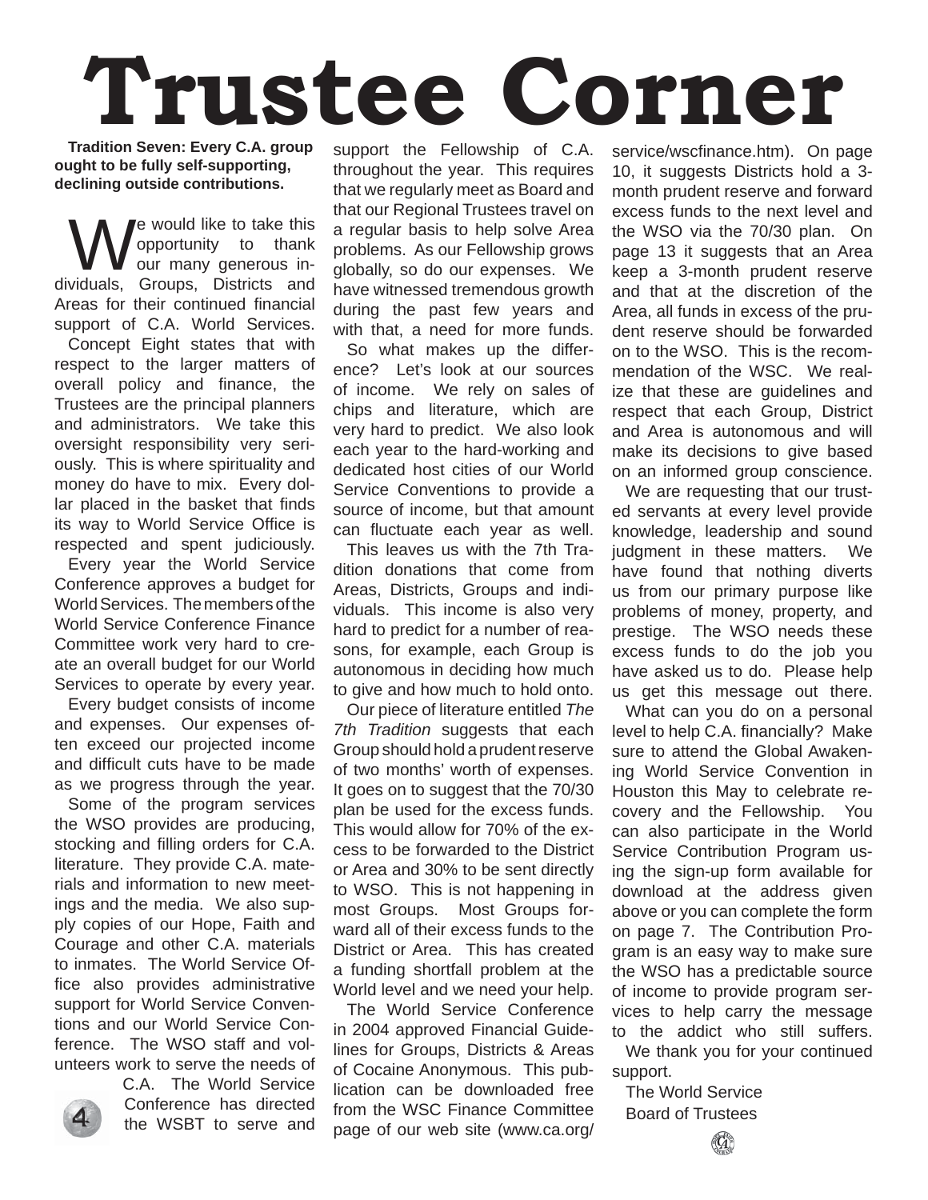# Trustee Corner

**Tradition Seven: Every C.A. group ought to be fully self-supporting, declining outside contributions.**

We would like to take this opportunity to thank our many generous individuals, Groups, Districts and Areas for their continued financial support of C.A. World Services.

Concept Eight states that with respect to the larger matters of overall policy and finance, the Trustees are the principal planners and administrators. We take this oversight responsibility very seriously. This is where spirituality and money do have to mix. Every dollar placed in the basket that finds its way to World Service Office is respected and spent judiciously.

Every year the World Service Conference approves a budget for World Services. The members of the World Service Conference Finance Committee work very hard to create an overall budget for our World Services to operate by every year.

Every budget consists of income and expenses. Our expenses often exceed our projected income and difficult cuts have to be made as we progress through the year.

Some of the program services the WSO provides are producing, stocking and filling orders for C.A. literature. They provide C.A. materials and information to new meetings and the media. We also supply copies of our Hope, Faith and Courage and other C.A. materials to inmates. The World Service Office also provides administrative support for World Service Conventions and our World Service Conference. The WSO staff and volunteers work to serve the needs of C.A. The World Service Conference has directed the WSBT to serve and support the Fellowship of C.A. throughout the year. This requires that we regularly meet as Board and that our Regional Trustees travel on a regular basis to help solve Area problems. As our Fellowship grows globally, so do our expenses. We have witnessed tremendous growth during the past few years and with that, a need for more funds.

So what makes up the difference? Let's look at our sources of income. We rely on sales of chips and literature, which are very hard to predict. We also look each year to the hard-working and dedicated host cities of our World Service Conventions to provide a source of income, but that amount can fluctuate each year as well.

This leaves us with the 7th Tradition donations that come from Areas, Districts, Groups and individuals. This income is also very hard to predict for a number of reasons, for example, each Group is autonomous in deciding how much to give and how much to hold onto.

Our piece of literature entitled *The 7th Tradition* suggests that each Group should hold a prudent reserve of two months' worth of expenses. It goes on to suggest that the 70/30 plan be used for the excess funds. This would allow for 70% of the excess to be forwarded to the District or Area and 30% to be sent directly to WSO. This is not happening in most Groups. Most Groups forward all of their excess funds to the District or Area. This has created a funding shortfall problem at the World level and we need your help.

The World Service Conference in 2004 approved Financial Guidelines for Groups, Districts & Areas of Cocaine Anonymous. This publication can be downloaded free from the WSC Finance Committee page of our web site (www.ca.org/service/wscfinance.htm). On page 10, it suggests Districts hold a 3-month prudent reserve and forward excess funds to the next level and the WSO via the 70/30 plan. On page 13 it suggests that an Area keep a 3-month prudent reserve and that at the discretion of the Area, all funds in excess of the prudent reserve should be forwarded on to the WSO. This is the recommendation of the WSC. We realize that these are guidelines and respect that each Group, District and Area is autonomous and will make its decisions to give based on an informed group conscience.

We are requesting that our trusted servants at every level provide knowledge, leadership and sound judgment in these matters. We have found that nothing diverts us from our primary purpose like problems of money, property, and prestige. The WSO needs these excess funds to do the job you have asked us to do. Please help us get this message out there.

What can you do on a personal level to help C.A. financially? Make sure to attend the Global Awakening World Service Convention in Houston this May to celebrate recovery and the Fellowship. You can also participate in the World Service Contribution Program using the sign-up form available for download at the address given above or you can complete the form on page 7. The Contribution Program is an easy way to make sure the WSO has a predictable source of income to provide program services to help carry the message to the addict who still suffers.

We thank you for your continued support.

The World Service
Board of Trustees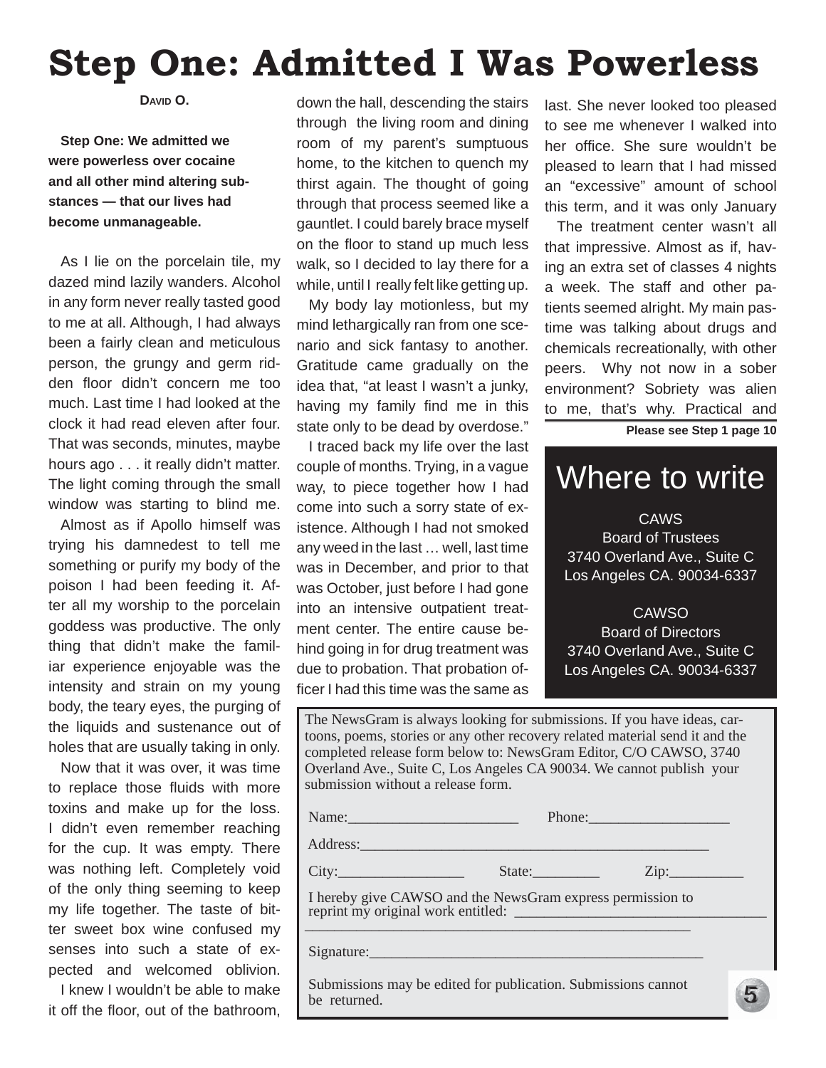# Step One: Admitted I Was Powerless

David O.

**Step One: We admitted we were powerless over cocaine and all other mind altering substances — that our lives had become unmanageable.**

As I lie on the porcelain tile, my dazed mind lazily wanders. Alcohol in any form never really tasted good to me at all. Although, I had always been a fairly clean and meticulous person, the grungy and germ ridden floor didn't concern me too much. Last time I had looked at the clock it had read eleven after four. That was seconds, minutes, maybe hours ago . . . it really didn't matter. The light coming through the small window was starting to blind me.

Almost as if Apollo himself was trying his damnedest to tell me something or purify my body of the poison I had been feeding it. After all my worship to the porcelain goddess was productive. The only thing that didn't make the familiar experience enjoyable was the intensity and strain on my young body, the teary eyes, the purging of the liquids and sustenance out of holes that are usually taking in only.

Now that it was over, it was time to replace those fluids with more toxins and make up for the loss. I didn't even remember reaching for the cup. It was empty. There was nothing left. Completely void of the only thing seeming to keep my life together. The taste of bitter sweet box wine confused my senses into such a state of expected and welcomed oblivion.

I knew I wouldn't be able to make it off the floor, out of the bathroom, down the hall, descending the stairs through the living room and dining room of my parent's sumptuous home, to the kitchen to quench my thirst again. The thought of going through that process seemed like a gauntlet. I could barely brace myself on the floor to stand up much less walk, so I decided to lay there for a while, until I really felt like getting up.

My body lay motionless, but my mind lethargically ran from one scenario and sick fantasy to another. Gratitude came gradually on the idea that, "at least I wasn't a junky, having my family find me in this state only to be dead by overdose."

I traced back my life over the last couple of months. Trying, in a vague way, to piece together how I had come into such a sorry state of existence. Although I had not smoked any weed in the last … well, last time was in December, and prior to that was October, just before I had gone into an intensive outpatient treatment center. The entire cause behind going in for drug treatment was due to probation. That probation officer I had this time was the same as last. She never looked too pleased to see me whenever I walked into her office. She sure wouldn't be pleased to learn that I had missed an "excessive" amount of school this term, and it was only January

The treatment center wasn't all that impressive. Almost as if, having an extra set of classes 4 nights a week. The staff and other patients seemed alright. My main pastime was talking about drugs and chemicals recreationally, with other peers. Why not now in a sober environment? Sobriety was alien to me, that's why. Practical and

**Please see Step 1 page 10**

## Where to write

CAWS
Board of Trustees
3740 Overland Ave., Suite C
Los Angeles CA. 90034-6337

CAWSO
Board of Directors
3740 Overland Ave., Suite C
Los Angeles CA. 90034-6337

The NewsGram is always looking for submissions. If you have ideas, cartoons, poems, stories or any other recovery related material send it and the completed release form below to: NewsGram Editor, C/O CAWSO, 3740 Overland Ave., Suite C, Los Angeles CA 90034. We cannot publish your submission without a release form.

Name:_______________________ Phone:___________________

Address:_______________________________________________

City:_________________ State:_________ Zip:__________

I hereby give CAWSO and the NewsGram express permission to reprint my original work entitled: _________________________________
_____________________________________________________

Signature:____________________________________________

Submissions may be edited for publication. Submissions cannot be returned.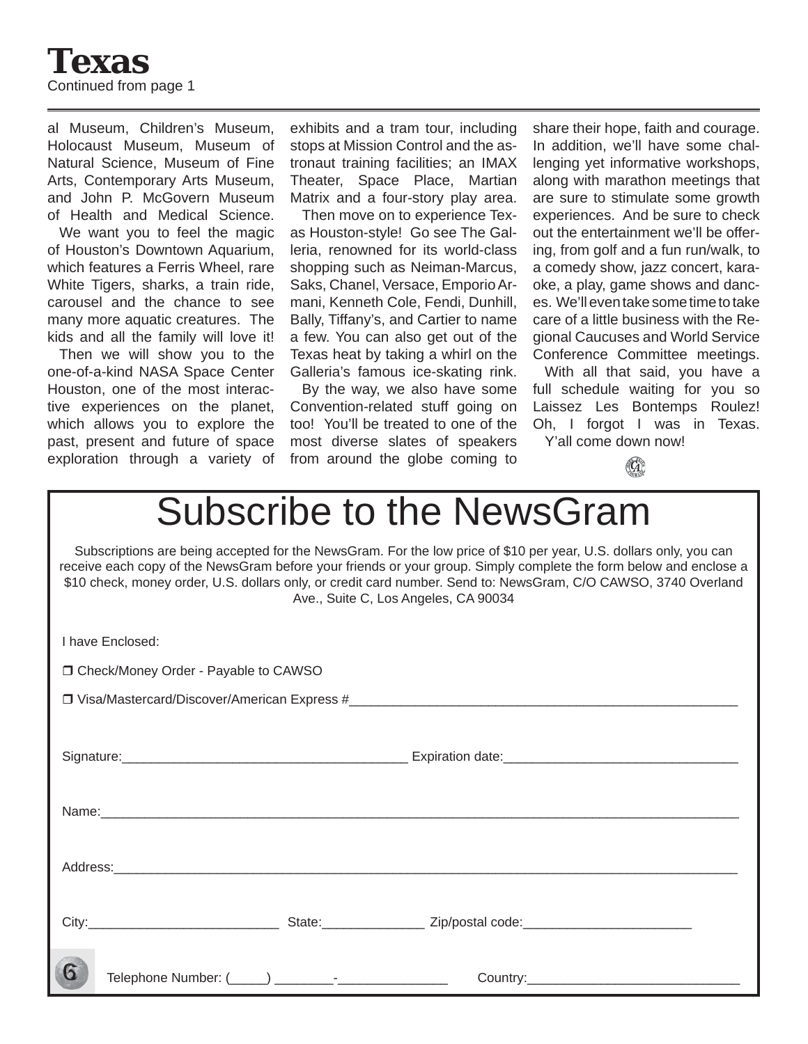# Texas

Continued from page 1

al Museum, Children's Museum, Holocaust Museum, Museum of Natural Science, Museum of Fine Arts, Contemporary Arts Museum, and John P. McGovern Museum of Health and Medical Science.

We want you to feel the magic of Houston's Downtown Aquarium, which features a Ferris Wheel, rare White Tigers, sharks, a train ride, carousel and the chance to see many more aquatic creatures. The kids and all the family will love it!

Then we will show you to the one-of-a-kind NASA Space Center Houston, one of the most interactive experiences on the planet, which allows you to explore the past, present and future of space exploration through a variety of exhibits and a tram tour, including stops at Mission Control and the astronaut training facilities; an IMAX Theater, Space Place, Martian Matrix and a four-story play area.

Then move on to experience Texas Houston-style! Go see The Galleria, renowned for its world-class shopping such as Neiman-Marcus, Saks, Chanel, Versace, Emporio Armani, Kenneth Cole, Fendi, Dunhill, Bally, Tiffany's, and Cartier to name a few. You can also get out of the Texas heat by taking a whirl on the Galleria's famous ice-skating rink.

By the way, we also have some Convention-related stuff going on too! You'll be treated to one of the most diverse slates of speakers from around the globe coming to share their hope, faith and courage. In addition, we'll have some challenging yet informative workshops, along with marathon meetings that are sure to stimulate some growth experiences. And be sure to check out the entertainment we'll be offering, from golf and a fun run/walk, to a comedy show, jazz concert, karaoke, a play, game shows and dances. We'll even take some time to take care of a little business with the Regional Caucuses and World Service Conference Committee meetings.

With all that said, you have a full schedule waiting for you so Laissez Les Bontemps Roulez! Oh, I forgot I was in Texas. Y'all come down now!

# Subscribe to the NewsGram

Subscriptions are being accepted for the NewsGram. For the low price of $10 per year, U.S. dollars only, you can receive each copy of the NewsGram before your friends or your group. Simply complete the form below and enclose a $10 check, money order, U.S. dollars only, or credit card number. Send to: NewsGram, C/O CAWSO, 3740 Overland Ave., Suite C, Los Angeles, CA 90034

I have Enclosed:

❒ Check/Money Order - Payable to CAWSO

❒ Visa/Mastercard/Discover/American Express #________________________________________

Signature:________________________________ Expiration date:__________________________

Name:______________________________________________________________________

Address:____________________________________________________________________

City:______________________ State:____________ Zip/postal code:____________________

Telephone Number: (_____) ________-_______________ Country:_________________________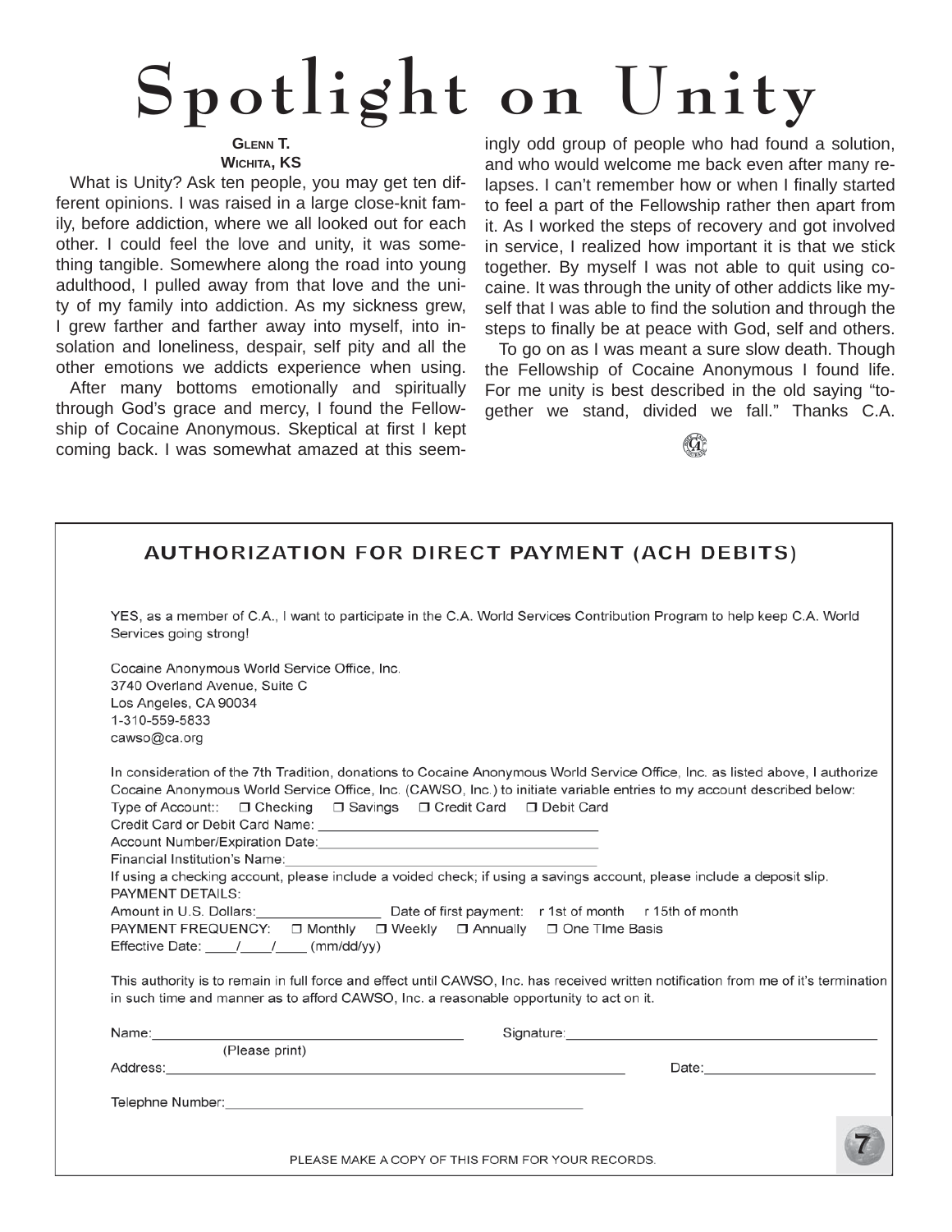# Spotlight on Unity

**GLENN T.**
**WICHITA, KS**

What is Unity? Ask ten people, you may get ten different opinions. I was raised in a large close-knit family, before addiction, where we all looked out for each other. I could feel the love and unity, it was something tangible. Somewhere along the road into young adulthood, I pulled away from that love and the unity of my family into addiction. As my sickness grew, I grew farther and farther away into myself, into isolation and loneliness, despair, self pity and all the other emotions we addicts experience when using.

After many bottoms emotionally and spiritually through God's grace and mercy, I found the Fellowship of Cocaine Anonymous. Skeptical at first I kept coming back. I was somewhat amazed at this seemingly odd group of people who had found a solution, and who would welcome me back even after many relapses. I can't remember how or when I finally started to feel a part of the Fellowship rather then apart from it. As I worked the steps of recovery and got involved in service, I realized how important it is that we stick together. By myself I was not able to quit using cocaine. It was through the unity of other addicts like myself that I was able to find the solution and through the steps to finally be at peace with God, self and others.

To go on as I was meant a sure slow death. Though the Fellowship of Cocaine Anonymous I found life. For me unity is best described in the old saying "together we stand, divided we fall." Thanks C.A.

## AUTHORIZATION FOR DIRECT PAYMENT (ACH DEBITS)

YES, as a member of C.A., I want to participate in the C.A. World Services Contribution Program to help keep C.A. World Services going strong!

Cocaine Anonymous World Service Office, Inc.
3740 Overland Avenue, Suite C
Los Angeles, CA 90034
1-310-559-5833
cawso@ca.org

In consideration of the 7th Tradition, donations to Cocaine Anonymous World Service Office, Inc. as listed above, I authorize Cocaine Anonymous World Service Office, Inc. (CAWSO, Inc.) to initiate variable entries to my account described below:

Type of Account:: ❒ Checking ❒ Savings ❒ Credit Card ❒ Debit Card

Credit Card or Debit Card Name: ____________________________________

Account Number/Expiration Date:____________________________________

Financial Institution's Name:________________________________________

If using a checking account, please include a voided check; if using a savings account, please include a deposit slip.

PAYMENT DETAILS:

Amount in U.S. Dollars:________________ Date of first payment: r 1st of month r 15th of month

PAYMENT FREQUENCY: ❒ Monthly ❒ Weekly ❒ Annually ❒ One TIme Basis

Effective Date: ____/____/____ (mm/dd/yy)

This authority is to remain in full force and effect until CAWSO, Inc. has received written notification from me of it's termination in such time and manner as to afford CAWSO, Inc. a reasonable opportunity to act on it.

Name:________________________________________ Signature:________________________________________
(Please print)

Address:______________________________________________________________ Date:______________________

Telephne Number:______________________________________________

PLEASE MAKE A COPY OF THIS FORM FOR YOUR RECORDS.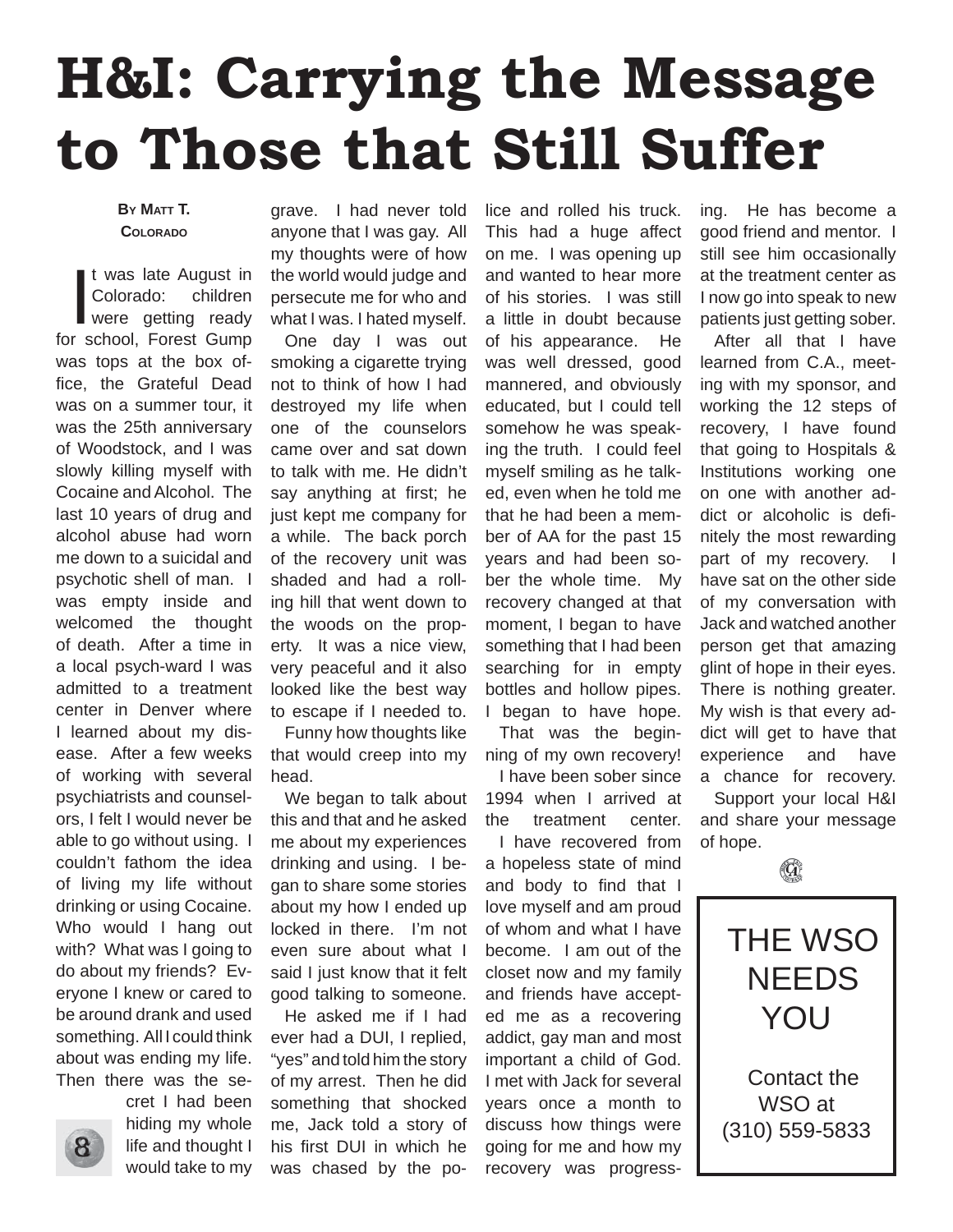# H&I: Carrying the Message to Those that Still Suffer

**By Matt T.**
**Colorado**

It was late August in Colorado: children were getting ready for school, Forest Gump was tops at the box office, the Grateful Dead was on a summer tour, it was the 25th anniversary of Woodstock, and I was slowly killing myself with Cocaine and Alcohol. The last 10 years of drug and alcohol abuse had worn me down to a suicidal and psychotic shell of man. I was empty inside and welcomed the thought of death. After a time in a local psych-ward I was admitted to a treatment center in Denver where I learned about my disease. After a few weeks of working with several psychiatrists and counselors, I felt I would never be able to go without using. I couldn't fathom the idea of living my life without drinking or using Cocaine. Who would I hang out with? What was I going to do about my friends? Everyone I knew or cared to be around drank and used something. All I could think about was ending my life. Then there was the secret I had been hiding my whole life and thought I would take to my grave. I had never told anyone that I was gay. All my thoughts were of how the world would judge and persecute me for who and what I was. I hated myself.

One day I was out smoking a cigarette trying not to think of how I had destroyed my life when one of the counselors came over and sat down to talk with me. He didn't say anything at first; he just kept me company for a while. The back porch of the recovery unit was shaded and had a rolling hill that went down to the woods on the property. It was a nice view, very peaceful and it also looked like the best way to escape if I needed to.

Funny how thoughts like that would creep into my head.

We began to talk about this and that and he asked me about my experiences drinking and using. I began to share some stories about my how I ended up locked in there. I'm not even sure about what I said I just know that it felt good talking to someone.

He asked me if I had ever had a DUI, I replied, "yes" and told him the story of my arrest. Then he did something that shocked me, Jack told a story of his first DUI in which he was chased by the police and rolled his truck. This had a huge affect on me. I was opening up and wanted to hear more of his stories. I was still a little in doubt because of his appearance. He was well dressed, good mannered, and obviously educated, but I could tell somehow he was speaking the truth. I could feel myself smiling as he talked, even when he told me that he had been a member of AA for the past 15 years and had been sober the whole time. My recovery changed at that moment, I began to have something that I had been searching for in empty bottles and hollow pipes. I began to have hope.

That was the beginning of my own recovery!

I have been sober since 1994 when I arrived at the treatment center.

I have recovered from a hopeless state of mind and body to find that I love myself and am proud of whom and what I have become. I am out of the closet now and my family and friends have accepted me as a recovering addict, gay man and most important a child of God. I met with Jack for several years once a month to discuss how things were going for me and how my recovery was progressing. He has become a good friend and mentor. I still see him occasionally at the treatment center as I now go into speak to new patients just getting sober.

After all that I have learned from C.A., meeting with my sponsor, and working the 12 steps of recovery, I have found that going to Hospitals & Institutions working one on one with another addict or alcoholic is definitely the most rewarding part of my recovery. I have sat on the other side of my conversation with Jack and watched another person get that amazing glint of hope in their eyes. There is nothing greater. My wish is that every addict will get to have that experience and have a chance for recovery.

Support your local H&I and share your message of hope.

---

THE WSO NEEDS YOU

Contact the WSO at (310) 559-5833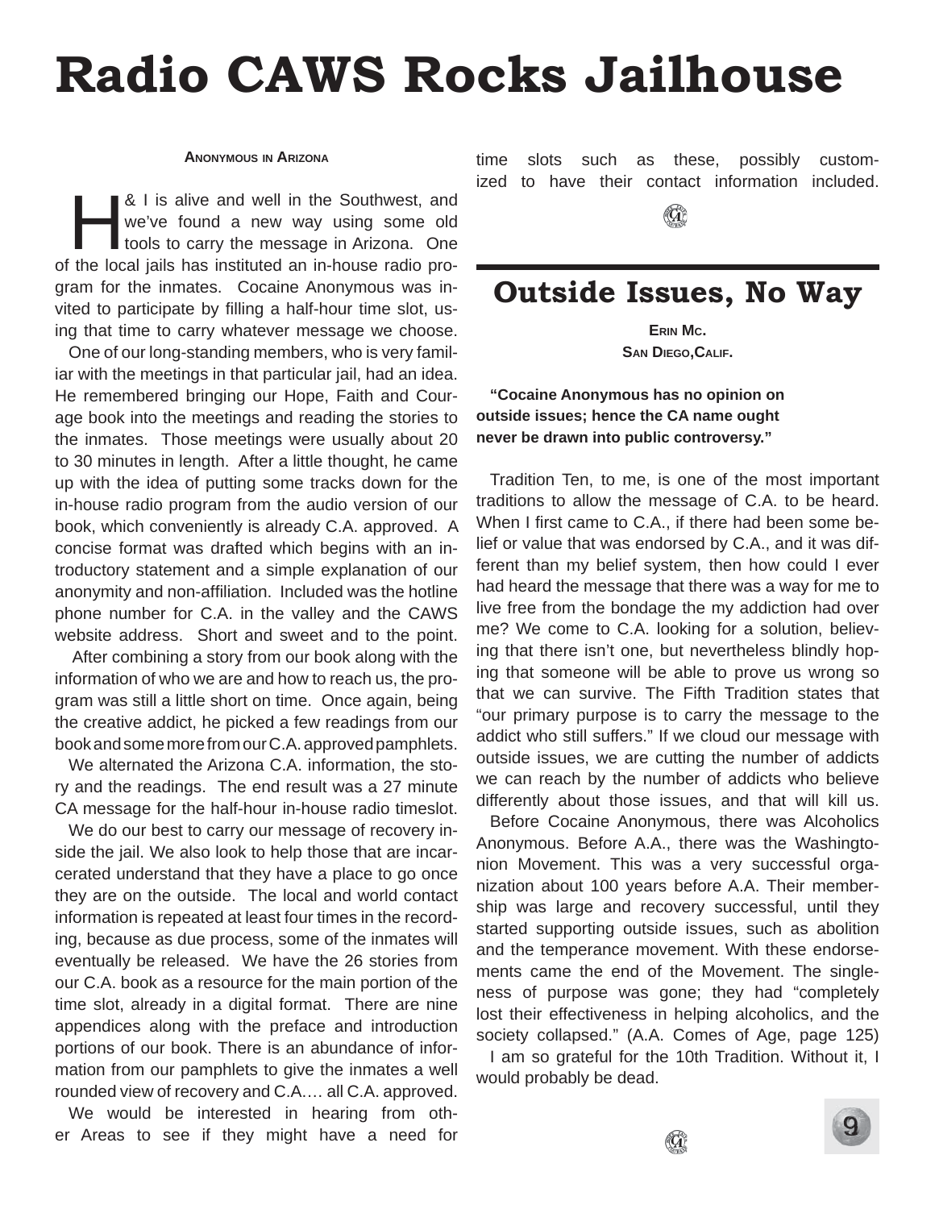# Radio CAWS Rocks Jailhouse

**Anonymous in Arizona**

H& I is alive and well in the Southwest, and we've found a new way using some old tools to carry the message in Arizona. One of the local jails has instituted an in-house radio program for the inmates. Cocaine Anonymous was invited to participate by filling a half-hour time slot, using that time to carry whatever message we choose.

One of our long-standing members, who is very familiar with the meetings in that particular jail, had an idea. He remembered bringing our Hope, Faith and Courage book into the meetings and reading the stories to the inmates. Those meetings were usually about 20 to 30 minutes in length. After a little thought, he came up with the idea of putting some tracks down for the in-house radio program from the audio version of our book, which conveniently is already C.A. approved. A concise format was drafted which begins with an introductory statement and a simple explanation of our anonymity and non-affiliation. Included was the hotline phone number for C.A. in the valley and the CAWS website address. Short and sweet and to the point.

After combining a story from our book along with the information of who we are and how to reach us, the program was still a little short on time. Once again, being the creative addict, he picked a few readings from our book and some more from our C.A. approved pamphlets.

We alternated the Arizona C.A. information, the story and the readings. The end result was a 27 minute CA message for the half-hour in-house radio timeslot.

We do our best to carry our message of recovery inside the jail. We also look to help those that are incarcerated understand that they have a place to go once they are on the outside. The local and world contact information is repeated at least four times in the recording, because as due process, some of the inmates will eventually be released. We have the 26 stories from our C.A. book as a resource for the main portion of the time slot, already in a digital format. There are nine appendices along with the preface and introduction portions of our book. There is an abundance of information from our pamphlets to give the inmates a well rounded view of recovery and C.A.… all C.A. approved.

We would be interested in hearing from other Areas to see if they might have a need for time slots such as these, possibly customized to have their contact information included.

# Outside Issues, No Way

**Erin Mc.**
**San Diego, Calif.**

**"Cocaine Anonymous has no opinion on outside issues; hence the CA name ought never be drawn into public controversy."**

Tradition Ten, to me, is one of the most important traditions to allow the message of C.A. to be heard. When I first came to C.A., if there had been some belief or value that was endorsed by C.A., and it was different than my belief system, then how could I ever had heard the message that there was a way for me to live free from the bondage the my addiction had over me? We come to C.A. looking for a solution, believing that there isn't one, but nevertheless blindly hoping that someone will be able to prove us wrong so that we can survive. The Fifth Tradition states that "our primary purpose is to carry the message to the addict who still suffers." If we cloud our message with outside issues, we are cutting the number of addicts we can reach by the number of addicts who believe differently about those issues, and that will kill us.

Before Cocaine Anonymous, there was Alcoholics Anonymous. Before A.A., there was the Washingtonion Movement. This was a very successful organization about 100 years before A.A. Their membership was large and recovery successful, until they started supporting outside issues, such as abolition and the temperance movement. With these endorsements came the end of the Movement. The singleness of purpose was gone; they had "completely lost their effectiveness in helping alcoholics, and the society collapsed." (A.A. Comes of Age, page 125)

I am so grateful for the 10th Tradition. Without it, I would probably be dead.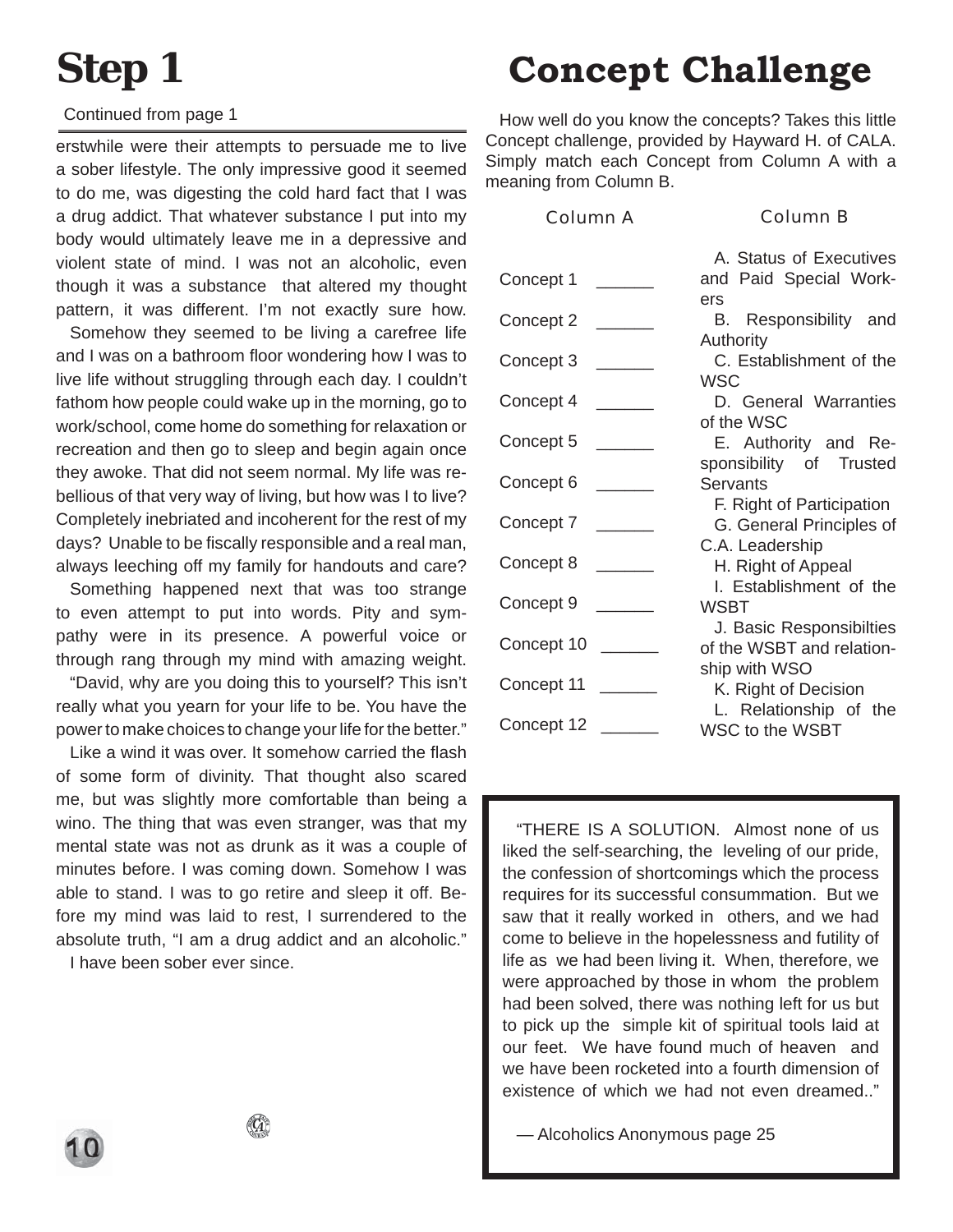# Step 1

Continued from page 1

erstwhile were their attempts to persuade me to live a sober lifestyle. The only impressive good it seemed to do me, was digesting the cold hard fact that I was a drug addict. That whatever substance I put into my body would ultimately leave me in a depressive and violent state of mind. I was not an alcoholic, even though it was a substance that altered my thought pattern, it was different. I'm not exactly sure how.

Somehow they seemed to be living a carefree life and I was on a bathroom floor wondering how I was to live life without struggling through each day. I couldn't fathom how people could wake up in the morning, go to work/school, come home do something for relaxation or recreation and then go to sleep and begin again once they awoke. That did not seem normal. My life was rebellious of that very way of living, but how was I to live? Completely inebriated and incoherent for the rest of my days? Unable to be fiscally responsible and a real man, always leeching off my family for handouts and care?

Something happened next that was too strange to even attempt to put into words. Pity and sympathy were in its presence. A powerful voice or through rang through my mind with amazing weight.

"David, why are you doing this to yourself? This isn't really what you yearn for your life to be. You have the power to make choices to change your life for the better."

Like a wind it was over. It somehow carried the flash of some form of divinity. That thought also scared me, but was slightly more comfortable than being a wino. The thing that was even stranger, was that my mental state was not as drunk as it was a couple of minutes before. I was coming down. Somehow I was able to stand. I was to go retire and sleep it off. Before my mind was laid to rest, I surrendered to the absolute truth, "I am a drug addict and an alcoholic."

I have been sober ever since.

# Concept Challenge

How well do you know the concepts? Takes this little Concept challenge, provided by Hayward H. of CALA. Simply match each Concept from Column A with a meaning from Column B.

| Column A | Column B |
|---|---|
| Concept 1 ______ | A. Status of Executives and Paid Special Workers |
| Concept 2 ______ | B. Responsibility and Authority |
| Concept 3 ______ | C. Establishment of the WSC |
| Concept 4 ______ | D. General Warranties of the WSC |
| Concept 5 ______ | E. Authority and Responsibility of Trusted Servants |
| Concept 6 ______ | F. Right of Participation |
| Concept 7 ______ | G. General Principles of C.A. Leadership |
| Concept 8 ______ | H. Right of Appeal |
| Concept 9 ______ | I. Establishment of the WSBT |
| Concept 10 ______ | J. Basic Responsibilties of the WSBT and relationship with WSO |
| Concept 11 ______ | K. Right of Decision |
| Concept 12 ______ | L. Relationship of the WSC to the WSBT |

"THERE IS A SOLUTION. Almost none of us liked the self-searching, the leveling of our pride, the confession of shortcomings which the process requires for its successful consummation. But we saw that it really worked in others, and we had come to believe in the hopelessness and futility of life as we had been living it. When, therefore, we were approached by those in whom the problem had been solved, there was nothing left for us but to pick up the simple kit of spiritual tools laid at our feet. We have found much of heaven and we have been rocketed into a fourth dimension of existence of which we had not even dreamed.."

— Alcoholics Anonymous page 25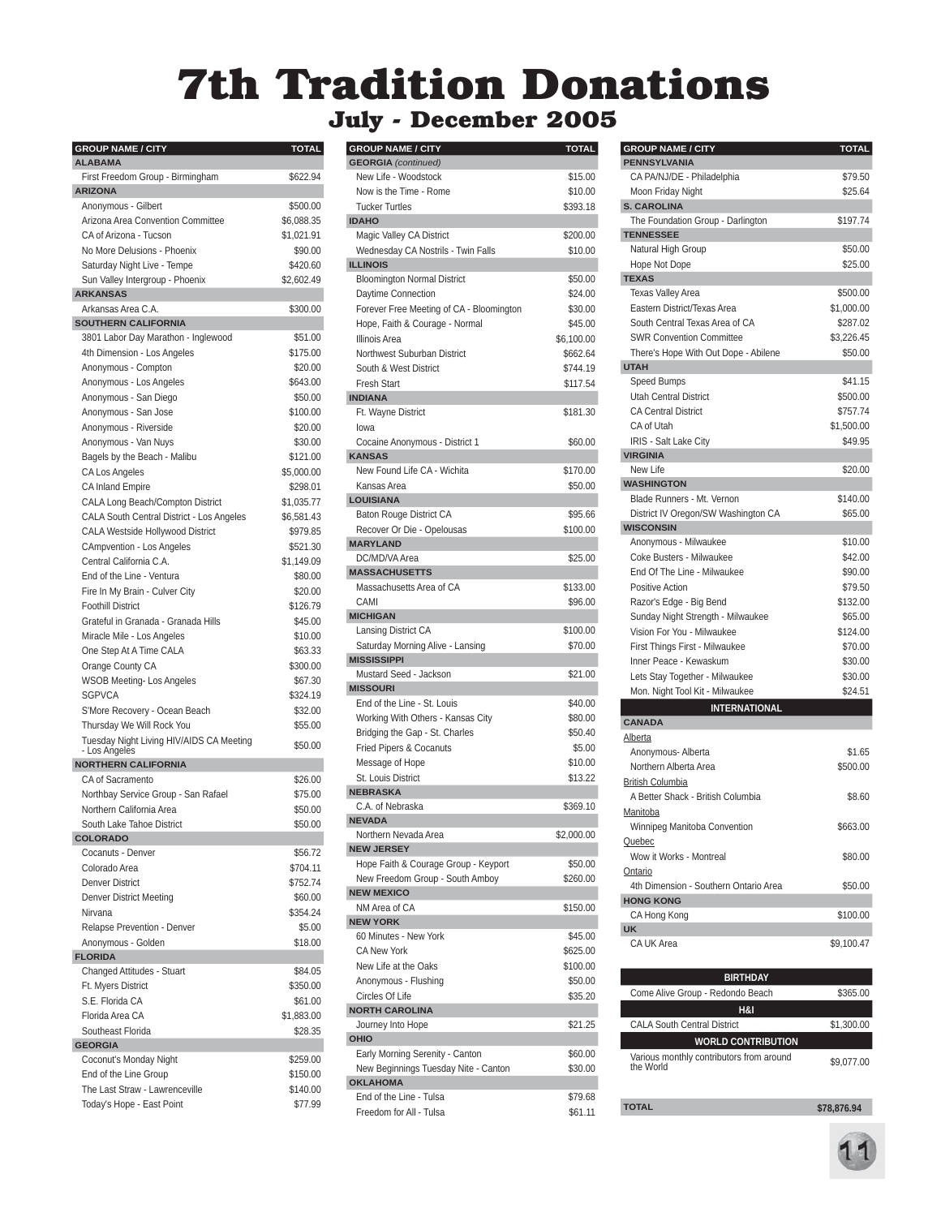# 7th Tradition Donations

## July - December 2005

| GROUP NAME / CITY | TOTAL |
|---|---|
| **ALABAMA** | |
| First Freedom Group - Birmingham | $622.94 |
| **ARIZONA** | |
| Anonymous - Gilbert | $500.00 |
| Arizona Area Convention Committee | $6,088.35 |
| CA of Arizona - Tucson | $1,021.91 |
| No More Delusions - Phoenix | $90.00 |
| Saturday Night Live - Tempe | $420.60 |
| Sun Valley Intergroup - Phoenix | $2,602.49 |
| **ARKANSAS** | |
| Arkansas Area C.A. | $300.00 |
| **SOUTHERN CALIFORNIA** | |
| 3801 Labor Day Marathon - Inglewood | $51.00 |
| 4th Dimension - Los Angeles | $175.00 |
| Anonymous - Compton | $20.00 |
| Anonymous - Los Angeles | $643.00 |
| Anonymous - San Diego | $50.00 |
| Anonymous - San Jose | $100.00 |
| Anonymous - Riverside | $20.00 |
| Anonymous - Van Nuys | $30.00 |
| Bagels by the Beach - Malibu | $121.00 |
| CA Los Angeles | $5,000.00 |
| CA Inland Empire | $298.01 |
| CALA Long Beach/Compton District | $1,035.77 |
| CALA South Central District - Los Angeles | $6,581.43 |
| CALA Westside Hollywood District | $979.85 |
| CAmpvention - Los Angeles | $521.30 |
| Central California C.A. | $1,149.09 |
| End of the Line - Ventura | $80.00 |
| Fire In My Brain - Culver City | $20.00 |
| Foothill District | $126.79 |
| Grateful in Granada - Granada Hills | $45.00 |
| Miracle Mile - Los Angeles | $10.00 |
| One Step At A Time CALA | $63.33 |
| Orange County CA | $300.00 |
| WSOB Meeting- Los Angeles | $67.30 |
| SGPVCA | $324.19 |
| S'More Recovery - Ocean Beach | $32.00 |
| Thursday We Will Rock You | $55.00 |
| Tuesday Night Living HIV/AIDS CA Meeting - Los Angeles | $50.00 |
| **NORTHERN CALIFORNIA** | |
| CA of Sacramento | $26.00 |
| Northbay Service Group - San Rafael | $75.00 |
| Northern California Area | $50.00 |
| South Lake Tahoe District | $50.00 |
| **COLORADO** | |
| Cocanuts - Denver | $56.72 |
| Colorado Area | $704.11 |
| Denver District | $752.74 |
| Denver District Meeting | $60.00 |
| Nirvana | $354.24 |
| Relapse Prevention - Denver | $5.00 |
| Anonymous - Golden | $18.00 |
| **FLORIDA** | |
| Changed Attitudes - Stuart | $84.05 |
| Ft. Myers District | $350.00 |
| S.E. Florida CA | $61.00 |
| Florida Area CA | $1,883.00 |
| Southeast Florida | $28.35 |
| **GEORGIA** | |
| Coconut's Monday Night | $259.00 |
| End of the Line Group | $150.00 |
| The Last Straw - Lawrenceville | $140.00 |
| Today's Hope - East Point | $77.99 |
| **GEORGIA** *(continued)* | |
| New Life - Woodstock | $15.00 |
| Now is the Time - Rome | $10.00 |
| Tucker Turtles | $393.18 |
| **IDAHO** | |
| Magic Valley CA District | $200.00 |
| Wednesday CA Nostrils - Twin Falls | $10.00 |
| **ILLINOIS** | |
| Bloomington Normal District | $50.00 |
| Daytime Connection | $24.00 |
| Forever Free Meeting of CA - Bloomington | $30.00 |
| Hope, Faith & Courage - Normal | $45.00 |
| Illinois Area | $6,100.00 |
| Northwest Suburban District | $662.64 |
| South & West District | $744.19 |
| Fresh Start | $117.54 |
| **INDIANA** | |
| Ft. Wayne District | $181.30 |
| Iowa | |
| Cocaine Anonymous - District 1 | $60.00 |
| **KANSAS** | |
| New Found Life CA - Wichita | $170.00 |
| Kansas Area | $50.00 |
| **LOUISIANA** | |
| Baton Rouge District CA | $95.66 |
| Recover Or Die - Opelousas | $100.00 |
| **MARYLAND** | |
| DC/MD/VA Area | $25.00 |
| **MASSACHUSETTS** | |
| Massachusetts Area of CA | $133.00 |
| CAMI | $96.00 |
| **MICHIGAN** | |
| Lansing District CA | $100.00 |
| Saturday Morning Alive - Lansing | $70.00 |
| **MISSISSIPPI** | |
| Mustard Seed - Jackson | $21.00 |
| **MISSOURI** | |
| End of the Line - St. Louis | $40.00 |
| Working With Others - Kansas City | $80.00 |
| Bridging the Gap - St. Charles | $50.40 |
| Fried Pipers & Cocanuts | $5.00 |
| Message of Hope | $10.00 |
| St. Louis District | $13.22 |
| **NEBRASKA** | |
| C.A. of Nebraska | $369.10 |
| **NEVADA** | |
| Northern Nevada Area | $2,000.00 |
| **NEW JERSEY** | |
| Hope Faith & Courage Group - Keyport | $50.00 |
| New Freedom Group - South Amboy | $260.00 |
| **NEW MEXICO** | |
| NM Area of CA | $150.00 |
| **NEW YORK** | |
| 60 Minutes - New York | $45.00 |
| CA New York | $625.00 |
| New Life at the Oaks | $100.00 |
| Anonymous - Flushing | $50.00 |
| Circles Of Life | $35.20 |
| **NORTH CAROLINA** | |
| Journey Into Hope | $21.25 |
| **OHIO** | |
| Early Morning Serenity - Canton | $60.00 |
| New Beginnings Tuesday Nite - Canton | $30.00 |
| **OKLAHOMA** | |
| End of the Line - Tulsa | $79.68 |
| Freedom for All - Tulsa | $61.11 |
| **PENNSYLVANIA** | |
| CA PA/NJ/DE - Philadelphia | $79.50 |
| Moon Friday Night | $25.64 |
| **S. CAROLINA** | |
| The Foundation Group - Darlington | $197.74 |
| **TENNESSEE** | |
| Natural High Group | $50.00 |
| Hope Not Dope | $25.00 |
| **TEXAS** | |
| Texas Valley Area | $500.00 |
| Eastern District/Texas Area | $1,000.00 |
| South Central Texas Area of CA | $287.02 |
| SWR Convention Committee | $3,226.45 |
| There's Hope With Out Dope - Abilene | $50.00 |
| **UTAH** | |
| Speed Bumps | $41.15 |
| Utah Central District | $500.00 |
| CA Central District | $757.74 |
| CA of Utah | $1,500.00 |
| IRIS - Salt Lake City | $49.95 |
| **VIRGINIA** | |
| New Life | $20.00 |
| **WASHINGTON** | |
| Blade Runners - Mt. Vernon | $140.00 |
| District IV Oregon/SW Washington CA | $65.00 |
| **WISCONSIN** | |
| Anonymous - Milwaukee | $10.00 |
| Coke Busters - Milwaukee | $42.00 |
| End Of The Line - Milwaukee | $90.00 |
| Positive Action | $79.50 |
| Razor's Edge - Big Bend | $132.00 |
| Sunday Night Strength - Milwaukee | $65.00 |
| Vision For You - Milwaukee | $124.00 |
| First Things First - Milwaukee | $70.00 |
| Inner Peace - Kewaskum | $30.00 |
| Lets Stay Together - Milwaukee | $30.00 |
| Mon. Night Tool Kit - Milwaukee | $24.51 |
| **INTERNATIONAL** | |
| **CANADA** | |
| Alberta | |
| Anonymous- Alberta | $1.65 |
| Northern Alberta Area | $500.00 |
| British Columbia | |
| A Better Shack - British Columbia | $8.60 |
| Manitoba | |
| Winnipeg Manitoba Convention | $663.00 |
| Quebec | |
| Wow it Works - Montreal | $80.00 |
| Ontario | |
| 4th Dimension - Southern Ontario Area | $50.00 |
| **HONG KONG** | |
| CA Hong Kong | $100.00 |
| **UK** | |
| CA UK Area | $9,100.47 |
| **BIRTHDAY** | |
| Come Alive Group - Redondo Beach | $365.00 |
| **H&I** | |
| CALA South Central District | $1,300.00 |
| **WORLD CONTRIBUTION** | |
| Various monthly contributors from around the World | $9,077.00 |
| **TOTAL** | **$78,876.94** |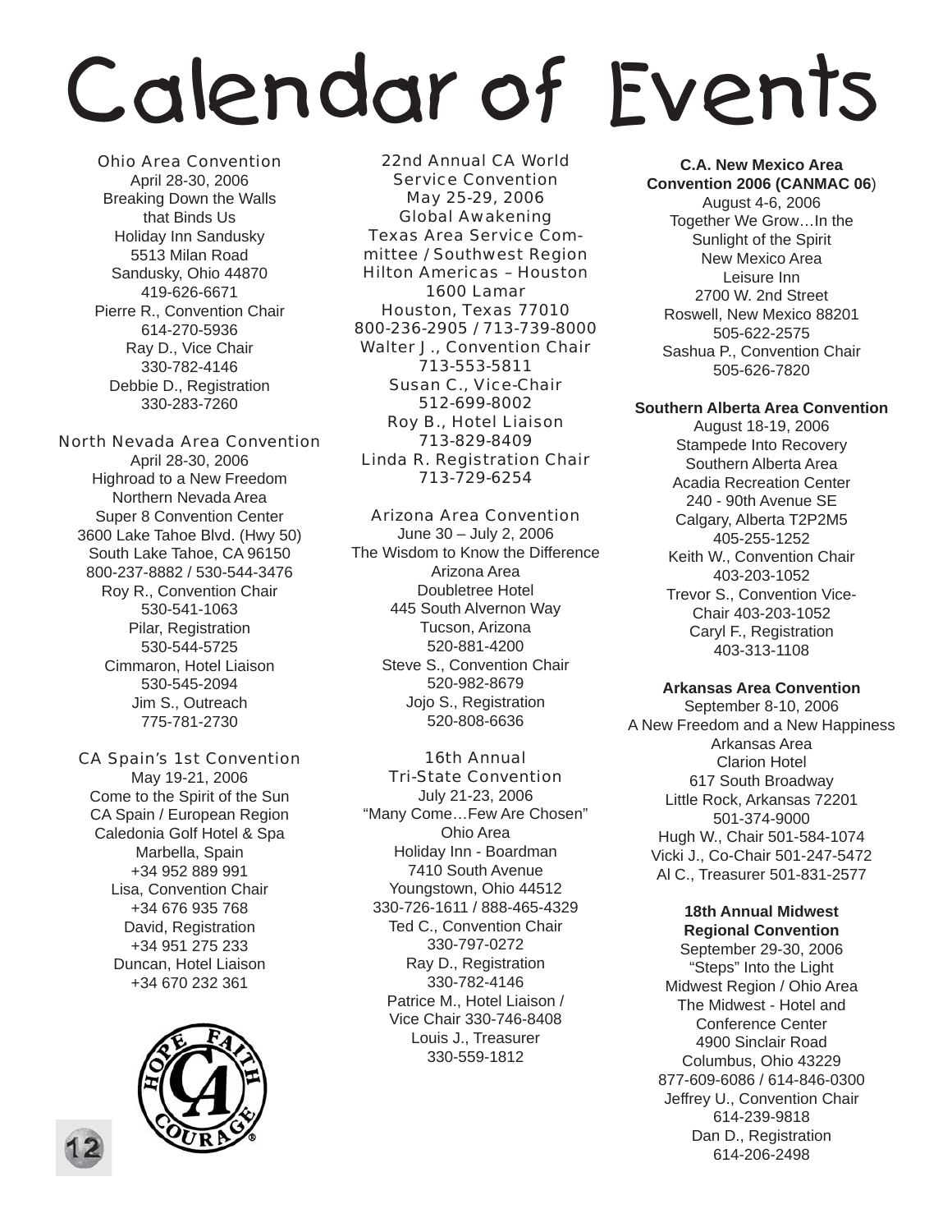# Calendar of Events

**Ohio Area Convention**
April 28-30, 2006
Breaking Down the Walls
that Binds Us
Holiday Inn Sandusky
5513 Milan Road
Sandusky, Ohio 44870
419-626-6671
Pierre R., Convention Chair
614-270-5936
Ray D., Vice Chair
330-782-4146
Debbie D., Registration
330-283-7260

**North Nevada Area Convention**
April 28-30, 2006
Highroad to a New Freedom
Northern Nevada Area
Super 8 Convention Center
3600 Lake Tahoe Blvd. (Hwy 50)
South Lake Tahoe, CA 96150
800-237-8882 / 530-544-3476
Roy R., Convention Chair
530-541-1063
Pilar, Registration
530-544-5725
Cimmaron, Hotel Liaison
530-545-2094
Jim S., Outreach
775-781-2730

**CA Spain's 1st Convention**
May 19-21, 2006
Come to the Spirit of the Sun
CA Spain / European Region
Caledonia Golf Hotel & Spa
Marbella, Spain
+34 952 889 991
Lisa, Convention Chair
+34 676 935 768
David, Registration
+34 951 275 233
Duncan, Hotel Liaison
+34 670 232 361

**22nd Annual CA World Service Convention**
May 25-29, 2006
Global Awakening
Texas Area Service Committee / Southwest Region
Hilton Americas – Houston
1600 Lamar
Houston, Texas 77010
800-236-2905 / 713-739-8000
Walter J., Convention Chair
713-553-5811
Susan C., Vice-Chair
512-699-8002
Roy B., Hotel Liaison
713-829-8409
Linda R. Registration Chair
713-729-6254

**Arizona Area Convention**
June 30 – July 2, 2006
The Wisdom to Know the Difference
Arizona Area
Doubletree Hotel
445 South Alvernon Way
Tucson, Arizona
520-881-4200
Steve S., Convention Chair
520-982-8679
Jojo S., Registration
520-808-6636

**16th Annual Tri-State Convention**
July 21-23, 2006
"Many Come…Few Are Chosen"
Ohio Area
Holiday Inn - Boardman
7410 South Avenue
Youngstown, Ohio 44512
330-726-1611 / 888-465-4329
Ted C., Convention Chair
330-797-0272
Ray D., Registration
330-782-4146
Patrice M., Hotel Liaison /
Vice Chair 330-746-8408
Louis J., Treasurer
330-559-1812

**C.A. New Mexico Area Convention 2006 (CANMAC 06)**
August 4-6, 2006
Together We Grow…In the
Sunlight of the Spirit
New Mexico Area
Leisure Inn
2700 W. 2nd Street
Roswell, New Mexico 88201
505-622-2575
Sashua P., Convention Chair
505-626-7820

**Southern Alberta Area Convention**
August 18-19, 2006
Stampede Into Recovery
Southern Alberta Area
Acadia Recreation Center
240 - 90th Avenue SE
Calgary, Alberta T2P2M5
405-255-1252
Keith W., Convention Chair
403-203-1052
Trevor S., Convention Vice-Chair 403-203-1052
Caryl F., Registration
403-313-1108

**Arkansas Area Convention**
September 8-10, 2006
A New Freedom and a New Happiness
Arkansas Area
Clarion Hotel
617 South Broadway
Little Rock, Arkansas 72201
501-374-9000
Hugh W., Chair 501-584-1074
Vicki J., Co-Chair 501-247-5472
Al C., Treasurer 501-831-2577

**18th Annual Midwest Regional Convention**
September 29-30, 2006
"Steps" Into the Light
Midwest Region / Ohio Area
The Midwest - Hotel and
Conference Center
4900 Sinclair Road
Columbus, Ohio 43229
877-609-6086 / 614-846-0300
Jeffrey U., Convention Chair
614-239-9818
Dan D., Registration
614-206-2498